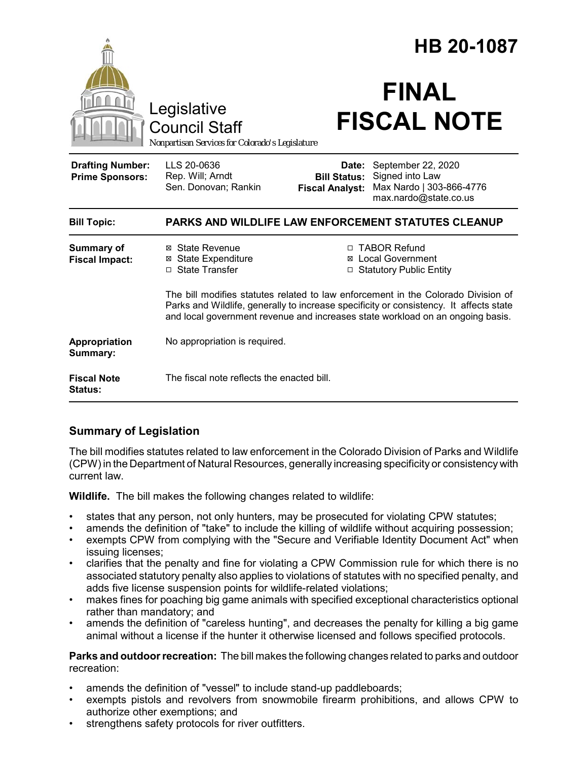# HB 20-1087

Legislative Council Staff

Nonpartisan Services for Colorado's Legislature

# FINAL FISCAL NOTE

| | | | |
|---|---|---|---|
| **Drafting Number:** | LLS 20-0636 | **Date:** | September 22, 2020 |
| **Prime Sponsors:** | Rep. Will; Arndt<br>Sen. Donovan; Rankin | **Bill Status:** | Signed into Law |
| | | **Fiscal Analyst:** | Max Nardo \| 303-866-4776<br>max.nardo@state.co.us |

| | |
|---|---|
| **Bill Topic:** | **PARKS AND WILDLIFE LAW ENFORCEMENT STATUTES CLEANUP** |
| **Summary of Fiscal Impact:** | ☒ State Revenue<br>☒ State Expenditure<br>☐ State Transfer<br>☐ TABOR Refund<br>☒ Local Government<br>☐ Statutory Public Entity<br><br>The bill modifies statutes related to law enforcement in the Colorado Division of Parks and Wildlife, generally to increase specificity or consistency. It affects state and local government revenue and increases state workload on an ongoing basis. |
| **Appropriation Summary:** | No appropriation is required. |
| **Fiscal Note Status:** | The fiscal note reflects the enacted bill. |

## Summary of Legislation

The bill modifies statutes related to law enforcement in the Colorado Division of Parks and Wildlife (CPW) in the Department of Natural Resources, generally increasing specificity or consistency with current law.

**Wildlife.** The bill makes the following changes related to wildlife:

- states that any person, not only hunters, may be prosecuted for violating CPW statutes;
- amends the definition of "take" to include the killing of wildlife without acquiring possession;
- exempts CPW from complying with the "Secure and Verifiable Identity Document Act" when issuing licenses;
- clarifies that the penalty and fine for violating a CPW Commission rule for which there is no associated statutory penalty also applies to violations of statutes with no specified penalty, and adds five license suspension points for wildlife-related violations;
- makes fines for poaching big game animals with specified exceptional characteristics optional rather than mandatory; and
- amends the definition of "careless hunting", and decreases the penalty for killing a big game animal without a license if the hunter it otherwise licensed and follows specified protocols.

**Parks and outdoor recreation:** The bill makes the following changes related to parks and outdoor recreation:

- amends the definition of "vessel" to include stand-up paddleboards;
- exempts pistols and revolvers from snowmobile firearm prohibitions, and allows CPW to authorize other exemptions; and
- strengthens safety protocols for river outfitters.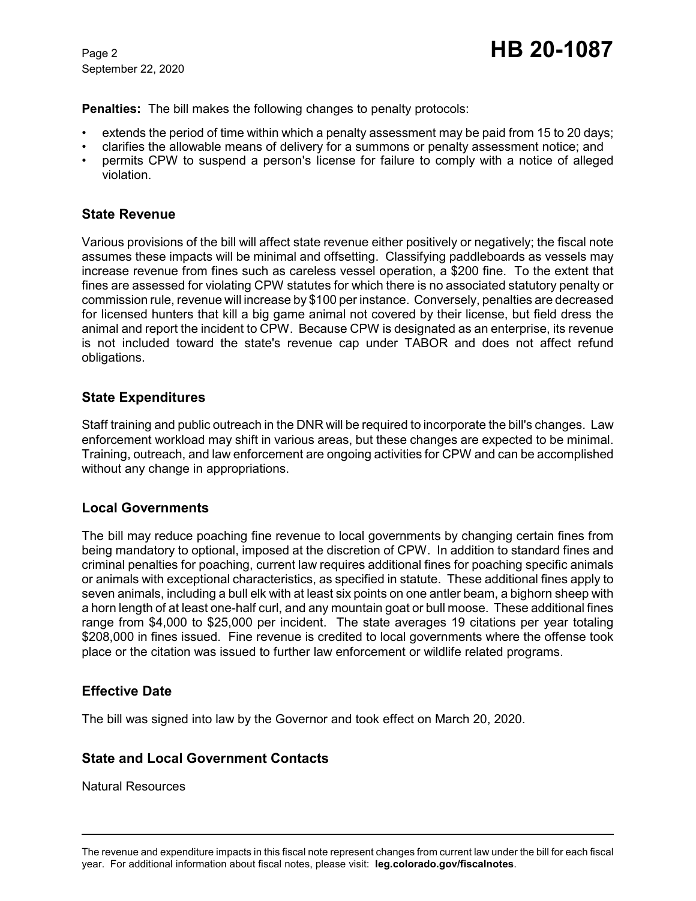**Penalties:** The bill makes the following changes to penalty protocols:

- extends the period of time within which a penalty assessment may be paid from 15 to 20 days;
- clarifies the allowable means of delivery for a summons or penalty assessment notice; and
- permits CPW to suspend a person's license for failure to comply with a notice of alleged violation.

## State Revenue

Various provisions of the bill will affect state revenue either positively or negatively; the fiscal note assumes these impacts will be minimal and offsetting. Classifying paddleboards as vessels may increase revenue from fines such as careless vessel operation, a $200 fine. To the extent that fines are assessed for violating CPW statutes for which there is no associated statutory penalty or commission rule, revenue will increase by $100 per instance. Conversely, penalties are decreased for licensed hunters that kill a big game animal not covered by their license, but field dress the animal and report the incident to CPW. Because CPW is designated as an enterprise, its revenue is not included toward the state's revenue cap under TABOR and does not affect refund obligations.

## State Expenditures

Staff training and public outreach in the DNR will be required to incorporate the bill's changes. Law enforcement workload may shift in various areas, but these changes are expected to be minimal. Training, outreach, and law enforcement are ongoing activities for CPW and can be accomplished without any change in appropriations.

## Local Governments

The bill may reduce poaching fine revenue to local governments by changing certain fines from being mandatory to optional, imposed at the discretion of CPW. In addition to standard fines and criminal penalties for poaching, current law requires additional fines for poaching specific animals or animals with exceptional characteristics, as specified in statute. These additional fines apply to seven animals, including a bull elk with at least six points on one antler beam, a bighorn sheep with a horn length of at least one-half curl, and any mountain goat or bull moose. These additional fines range from $4,000 to $25,000 per incident. The state averages 19 citations per year totaling $208,000 in fines issued. Fine revenue is credited to local governments where the offense took place or the citation was issued to further law enforcement or wildlife related programs.

## Effective Date

The bill was signed into law by the Governor and took effect on March 20, 2020.

## State and Local Government Contacts

Natural Resources

The revenue and expenditure impacts in this fiscal note represent changes from current law under the bill for each fiscal year. For additional information about fiscal notes, please visit: **leg.colorado.gov/fiscalnotes**.